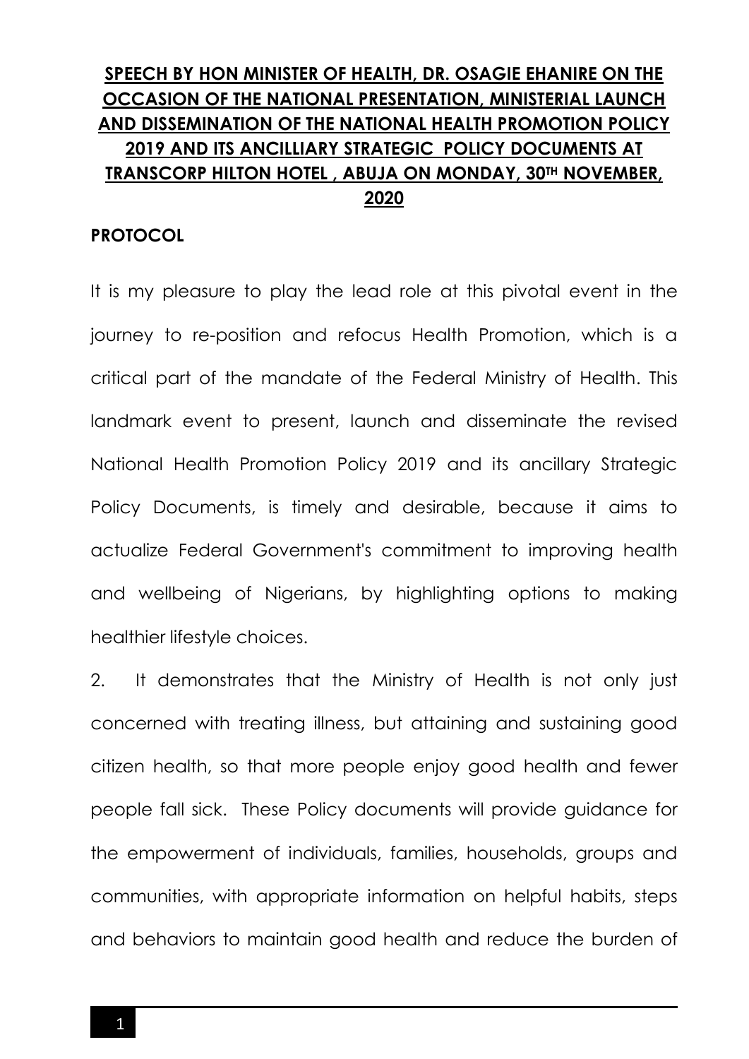# **SPEECH BY HON MINISTER OF HEALTH, DR. OSAGIE EHANIRE ON THE OCCASION OF THE NATIONAL PRESENTATION, MINISTERIAL LAUNCH AND DISSEMINATION OF THE NATIONAL HEALTH PROMOTION POLICY 2019 AND ITS ANCILLIARY STRATEGIC POLICY DOCUMENTS AT TRANSCORP HILTON HOTEL , ABUJA ON MONDAY, 30TH NOVEMBER, 2020**

**PROTOCOL**

It is my pleasure to play the lead role at this pivotal event in the journey to re-position and refocus Health Promotion, which is a critical part of the mandate of the Federal Ministry of Health. This landmark event to present, launch and disseminate the revised National Health Promotion Policy 2019 and its ancillary Strategic Policy Documents, is timely and desirable, because it aims to actualize Federal Government's commitment to improving health and wellbeing of Nigerians, by highlighting options to making healthier lifestyle choices.

2. It demonstrates that the Ministry of Health is not only just concerned with treating illness, but attaining and sustaining good citizen health, so that more people enjoy good health and fewer people fall sick. These Policy documents will provide guidance for the empowerment of individuals, families, households, groups and communities, with appropriate information on helpful habits, steps and behaviors to maintain good health and reduce the burden of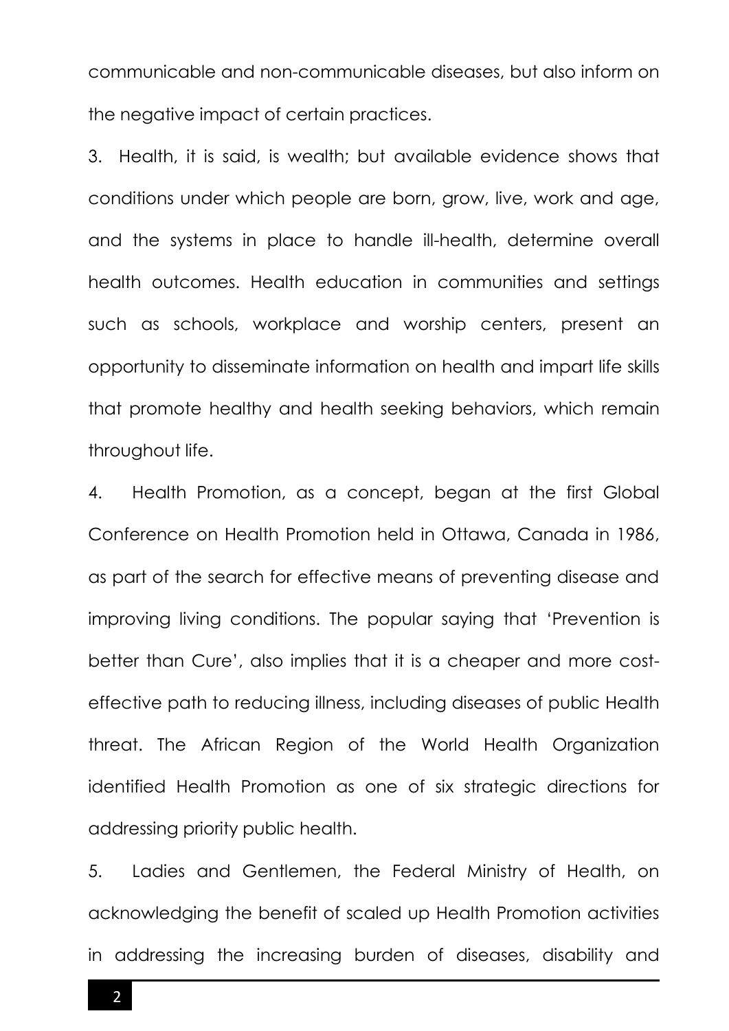communicable and non-communicable diseases, but also inform on the negative impact of certain practices.

3. Health, it is said, is wealth; but available evidence shows that conditions under which people are born, grow, live, work and age, and the systems in place to handle ill-health, determine overall health outcomes. Health education in communities and settings such as schools, workplace and worship centers, present an opportunity to disseminate information on health and impart life skills that promote healthy and health seeking behaviors, which remain throughout life.

4. Health Promotion, as a concept, began at the first Global Conference on Health Promotion held in Ottawa, Canada in 1986, as part of the search for effective means of preventing disease and improving living conditions. The popular saying that 'Prevention is better than Cure', also implies that it is a cheaper and more cost-effective path to reducing illness, including diseases of public Health threat. The African Region of the World Health Organization identified Health Promotion as one of six strategic directions for addressing priority public health.

5. Ladies and Gentlemen, the Federal Ministry of Health, on acknowledging the benefit of scaled up Health Promotion activities in addressing the increasing burden of diseases, disability and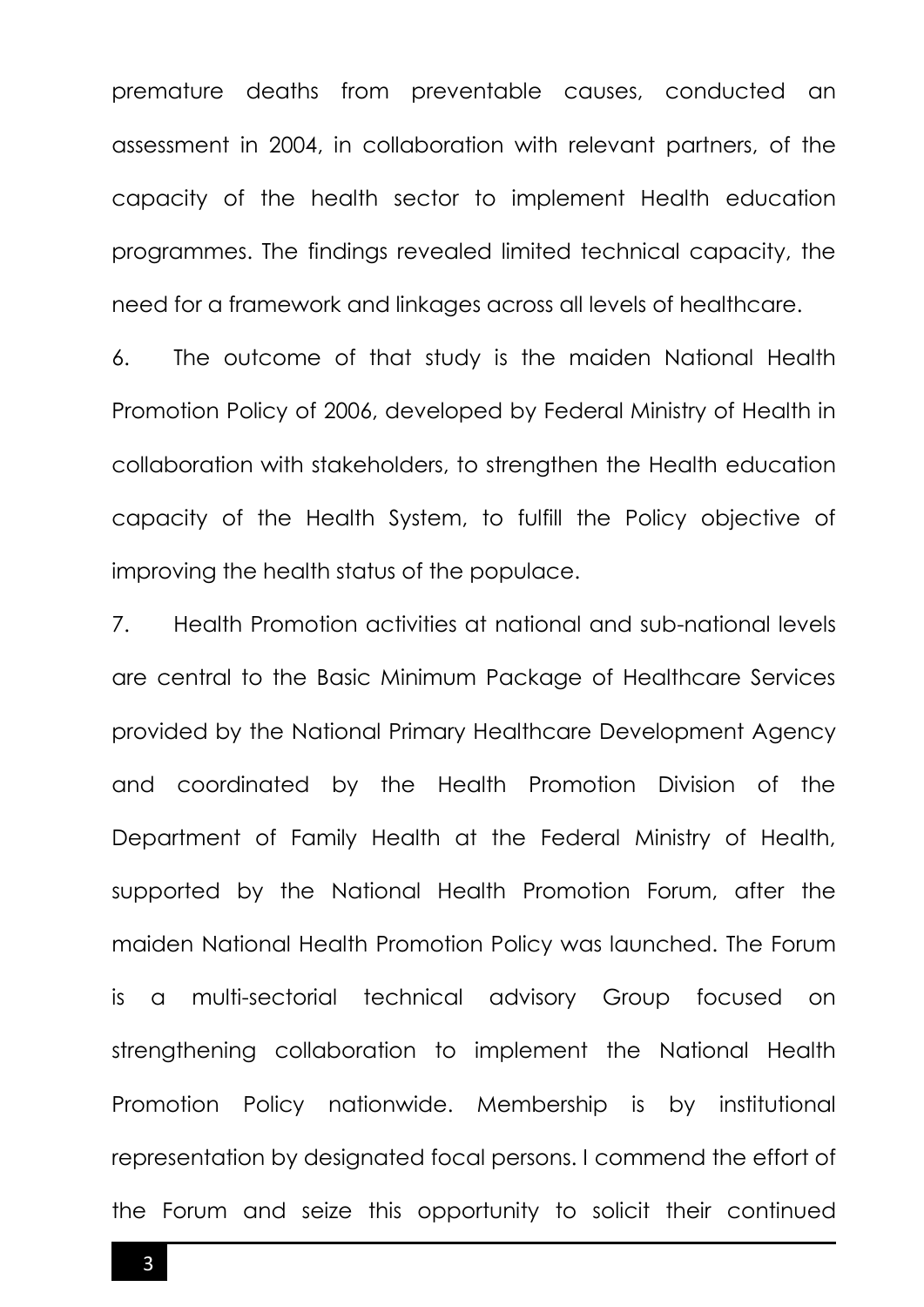premature deaths from preventable causes, conducted an assessment in 2004, in collaboration with relevant partners, of the capacity of the health sector to implement Health education programmes. The findings revealed limited technical capacity, the need for a framework and linkages across all levels of healthcare.

6. The outcome of that study is the maiden National Health Promotion Policy of 2006, developed by Federal Ministry of Health in collaboration with stakeholders, to strengthen the Health education capacity of the Health System, to fulfill the Policy objective of improving the health status of the populace.

7. Health Promotion activities at national and sub-national levels are central to the Basic Minimum Package of Healthcare Services provided by the National Primary Healthcare Development Agency and coordinated by the Health Promotion Division of the Department of Family Health at the Federal Ministry of Health, supported by the National Health Promotion Forum, after the maiden National Health Promotion Policy was launched. The Forum is a multi-sectorial technical advisory Group focused on strengthening collaboration to implement the National Health Promotion Policy nationwide. Membership is by institutional representation by designated focal persons. I commend the effort of the Forum and seize this opportunity to solicit their continued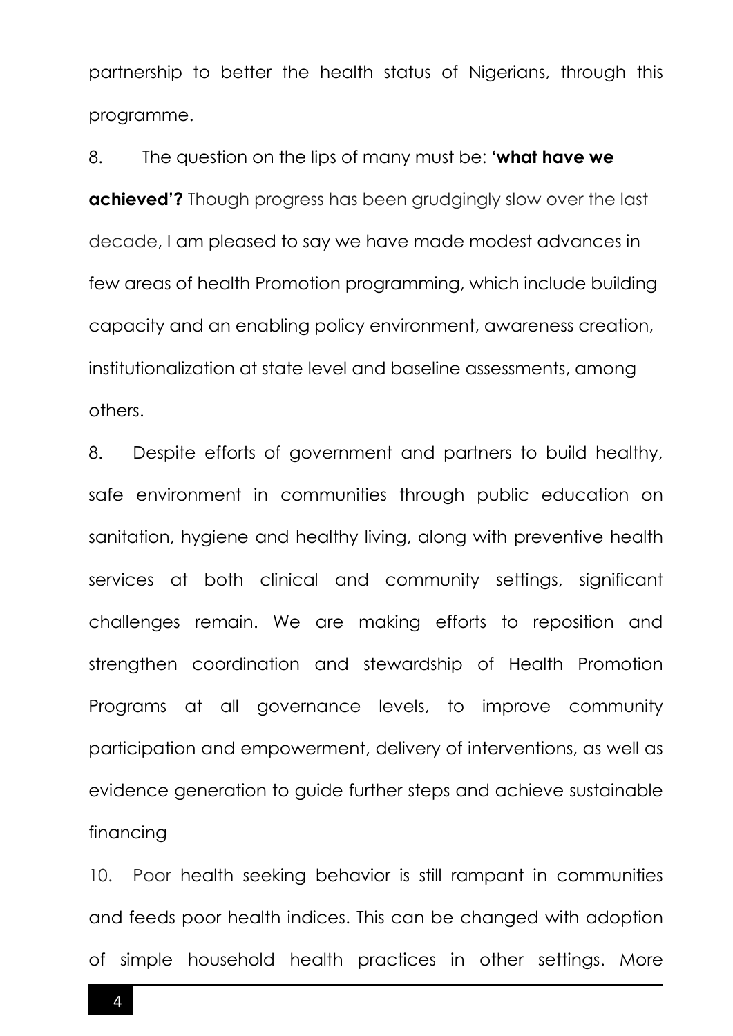partnership to better the health status of Nigerians, through this programme.

8. The question on the lips of many must be: **'what have we achieved'?** Though progress has been grudgingly slow over the last decade, I am pleased to say we have made modest advances in few areas of health Promotion programming, which include building capacity and an enabling policy environment, awareness creation, institutionalization at state level and baseline assessments, among others.

8. Despite efforts of government and partners to build healthy, safe environment in communities through public education on sanitation, hygiene and healthy living, along with preventive health services at both clinical and community settings, significant challenges remain. We are making efforts to reposition and strengthen coordination and stewardship of Health Promotion Programs at all governance levels, to improve community participation and empowerment, delivery of interventions, as well as evidence generation to guide further steps and achieve sustainable financing

10. Poor health seeking behavior is still rampant in communities and feeds poor health indices. This can be changed with adoption of simple household health practices in other settings. More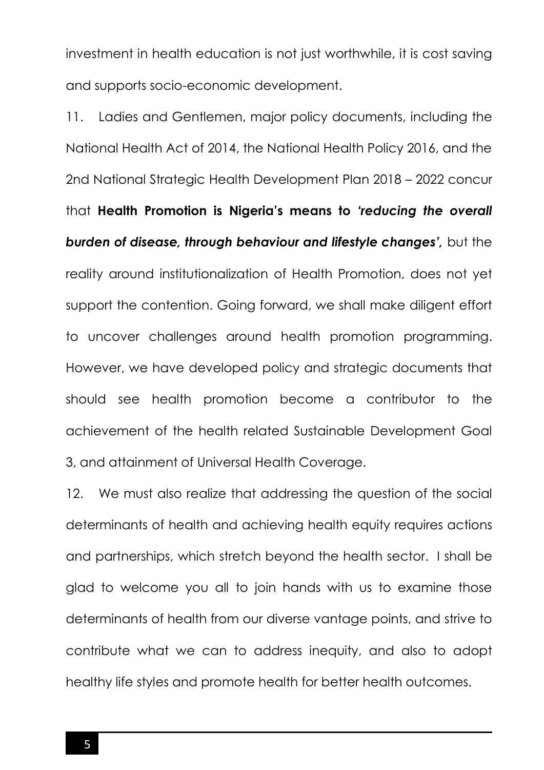investment in health education is not just worthwhile, it is cost saving and supports socio-economic development.

11. Ladies and Gentlemen, major policy documents, including the National Health Act of 2014, the National Health Policy 2016, and the 2nd National Strategic Health Development Plan 2018 – 2022 concur that **Health Promotion is Nigeria's means to *'reducing the overall burden of disease, through behaviour and lifestyle changes',*** but the reality around institutionalization of Health Promotion, does not yet support the contention. Going forward, we shall make diligent effort to uncover challenges around health promotion programming. However, we have developed policy and strategic documents that should see health promotion become a contributor to the achievement of the health related Sustainable Development Goal 3, and attainment of Universal Health Coverage.

12. We must also realize that addressing the question of the social determinants of health and achieving health equity requires actions and partnerships, which stretch beyond the health sector. I shall be glad to welcome you all to join hands with us to examine those determinants of health from our diverse vantage points, and strive to contribute what we can to address inequity, and also to adopt healthy life styles and promote health for better health outcomes.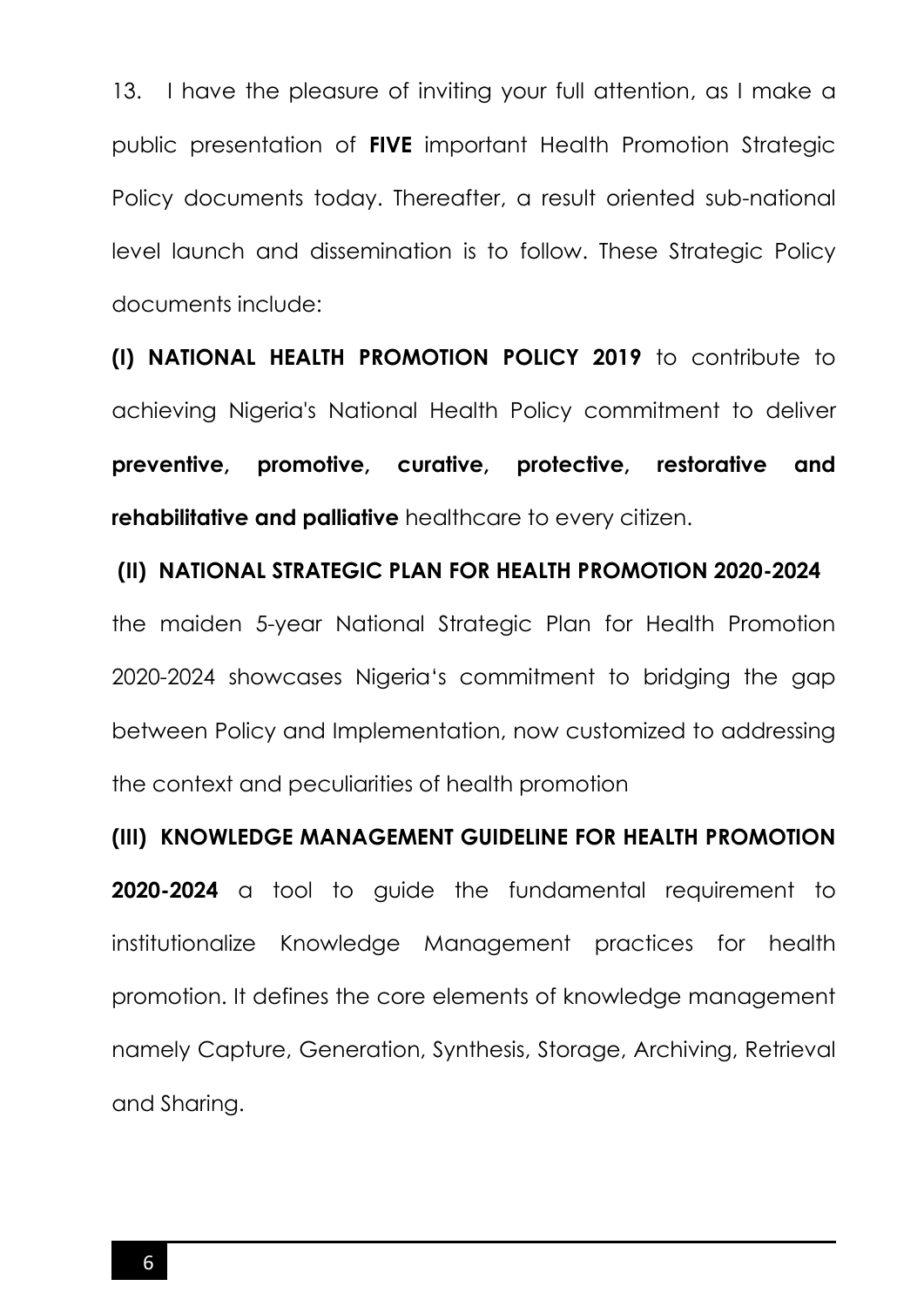13. I have the pleasure of inviting your full attention, as I make a public presentation of **FIVE** important Health Promotion Strategic Policy documents today. Thereafter, a result oriented sub-national level launch and dissemination is to follow. These Strategic Policy documents include:

**(I) NATIONAL HEALTH PROMOTION POLICY 2019** to contribute to achieving Nigeria's National Health Policy commitment to deliver **preventive, promotive, curative, protective, restorative and rehabilitative and palliative** healthcare to every citizen.

**(II) NATIONAL STRATEGIC PLAN FOR HEALTH PROMOTION 2020-2024** the maiden 5-year National Strategic Plan for Health Promotion 2020-2024 showcases Nigeria's commitment to bridging the gap between Policy and Implementation, now customized to addressing the context and peculiarities of health promotion

**(III) KNOWLEDGE MANAGEMENT GUIDELINE FOR HEALTH PROMOTION 2020-2024** a tool to guide the fundamental requirement to institutionalize Knowledge Management practices for health promotion. It defines the core elements of knowledge management namely Capture, Generation, Synthesis, Storage, Archiving, Retrieval and Sharing.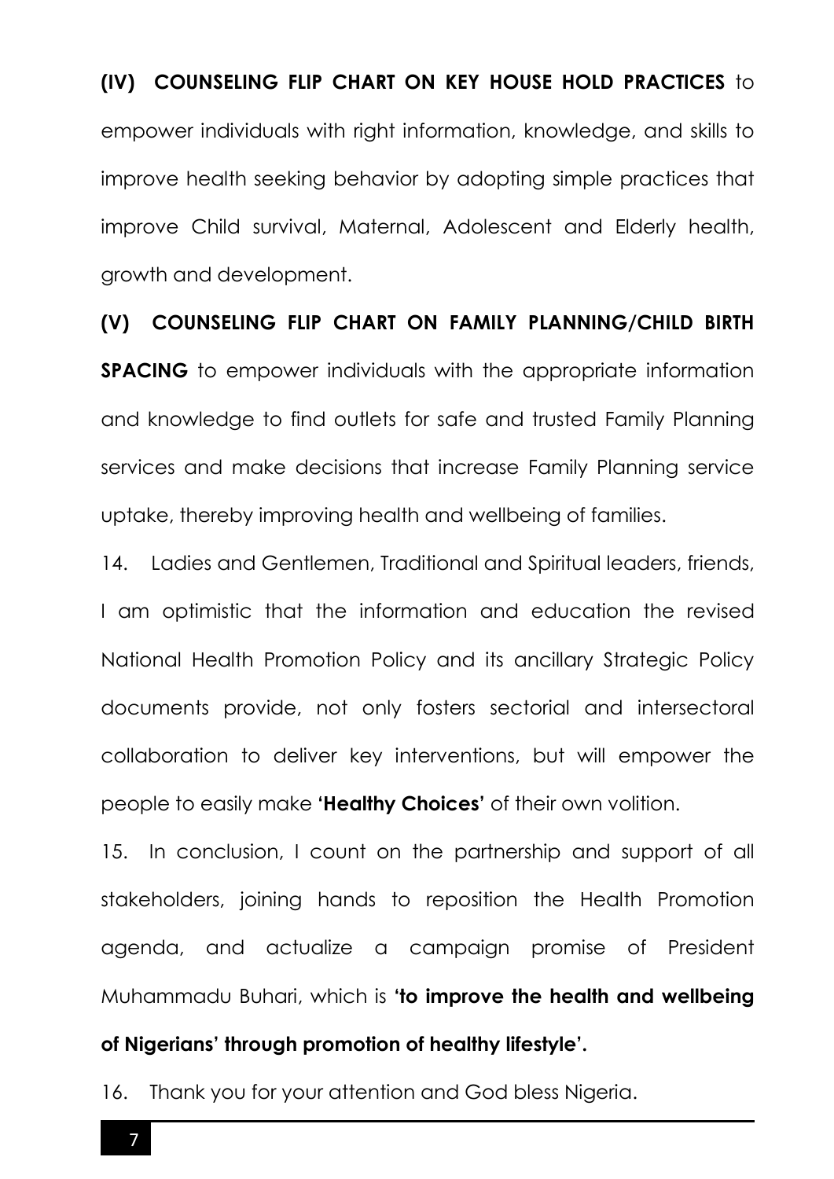**(IV) COUNSELING FLIP CHART ON KEY HOUSE HOLD PRACTICES** to empower individuals with right information, knowledge, and skills to improve health seeking behavior by adopting simple practices that improve Child survival, Maternal, Adolescent and Elderly health, growth and development.

**(V) COUNSELING FLIP CHART ON FAMILY PLANNING/CHILD BIRTH SPACING** to empower individuals with the appropriate information and knowledge to find outlets for safe and trusted Family Planning services and make decisions that increase Family Planning service uptake, thereby improving health and wellbeing of families.

14. Ladies and Gentlemen, Traditional and Spiritual leaders, friends, I am optimistic that the information and education the revised National Health Promotion Policy and its ancillary Strategic Policy documents provide, not only fosters sectorial and intersectoral collaboration to deliver key interventions, but will empower the people to easily make **'Healthy Choices'** of their own volition.

15. In conclusion, I count on the partnership and support of all stakeholders, joining hands to reposition the Health Promotion agenda, and actualize a campaign promise of President Muhammadu Buhari, which is **'to improve the health and wellbeing of Nigerians' through promotion of healthy lifestyle'.**

16. Thank you for your attention and God bless Nigeria.